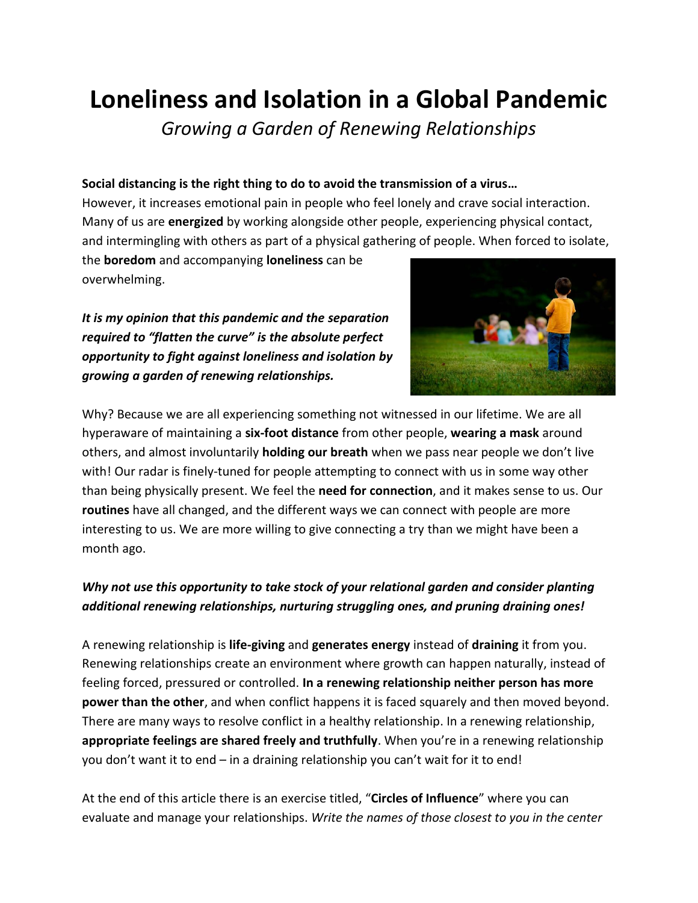# Loneliness and Isolation in a Global Pandemic

*Growing a Garden of Renewing Relationships*

**Social distancing is the right thing to do to avoid the transmission of a virus…**
However, it increases emotional pain in people who feel lonely and crave social interaction. Many of us are **energized** by working alongside other people, experiencing physical contact, and intermingling with others as part of a physical gathering of people. When forced to isolate, the **boredom** and accompanying **loneliness** can be overwhelming.

***It is my opinion that this pandemic and the separation required to "flatten the curve" is the absolute perfect opportunity to fight against loneliness and isolation by growing a garden of renewing relationships.***

Why? Because we are all experiencing something not witnessed in our lifetime. We are all hyperaware of maintaining a **six-foot distance** from other people, **wearing a mask** around others, and almost involuntarily **holding our breath** when we pass near people we don't live with! Our radar is finely-tuned for people attempting to connect with us in some way other than being physically present. We feel the **need for connection**, and it makes sense to us. Our **routines** have all changed, and the different ways we can connect with people are more interesting to us. We are more willing to give connecting a try than we might have been a month ago.

***Why not use this opportunity to take stock of your relational garden and consider planting additional renewing relationships, nurturing struggling ones, and pruning draining ones!***

A renewing relationship is **life-giving** and **generates energy** instead of **draining** it from you. Renewing relationships create an environment where growth can happen naturally, instead of feeling forced, pressured or controlled. **In a renewing relationship neither person has more power than the other**, and when conflict happens it is faced squarely and then moved beyond. There are many ways to resolve conflict in a healthy relationship. In a renewing relationship, **appropriate feelings are shared freely and truthfully**. When you're in a renewing relationship you don't want it to end – in a draining relationship you can't wait for it to end!

At the end of this article there is an exercise titled, "**Circles of Influence**" where you can evaluate and manage your relationships. *Write the names of those closest to you in the center*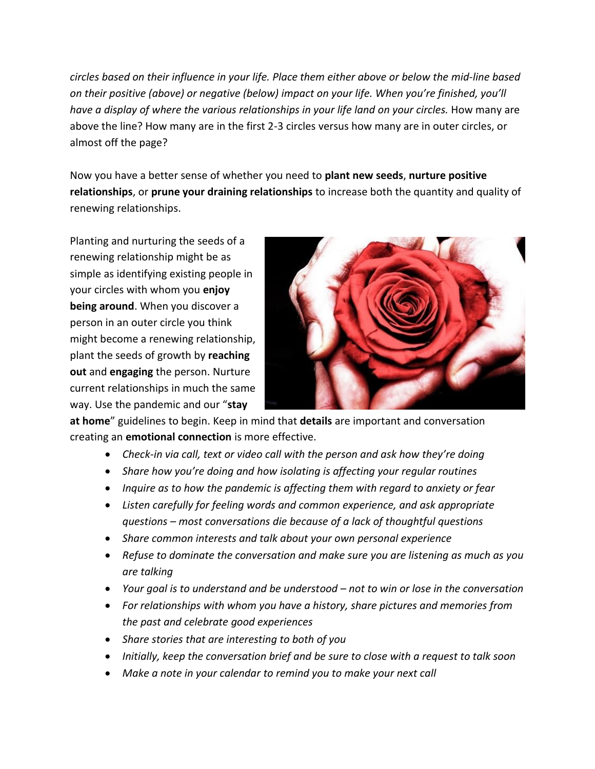*circles based on their influence in your life. Place them either above or below the mid-line based on their positive (above) or negative (below) impact on your life. When you're finished, you'll have a display of where the various relationships in your life land on your circles.* How many are above the line? How many are in the first 2-3 circles versus how many are in outer circles, or almost off the page?

Now you have a better sense of whether you need to **plant new seeds**, **nurture positive relationships**, or **prune your draining relationships** to increase both the quantity and quality of renewing relationships.

Planting and nurturing the seeds of a renewing relationship might be as simple as identifying existing people in your circles with whom you **enjoy being around**. When you discover a person in an outer circle you think might become a renewing relationship, plant the seeds of growth by **reaching out** and **engaging** the person. Nurture current relationships in much the same way. Use the pandemic and our "**stay at home**" guidelines to begin. Keep in mind that **details** are important and conversation creating an **emotional connection** is more effective.

- *Check-in via call, text or video call with the person and ask how they're doing*
- *Share how you're doing and how isolating is affecting your regular routines*
- *Inquire as to how the pandemic is affecting them with regard to anxiety or fear*
- *Listen carefully for feeling words and common experience, and ask appropriate questions – most conversations die because of a lack of thoughtful questions*
- *Share common interests and talk about your own personal experience*
- *Refuse to dominate the conversation and make sure you are listening as much as you are talking*
- *Your goal is to understand and be understood – not to win or lose in the conversation*
- *For relationships with whom you have a history, share pictures and memories from the past and celebrate good experiences*
- *Share stories that are interesting to both of you*
- *Initially, keep the conversation brief and be sure to close with a request to talk soon*
- *Make a note in your calendar to remind you to make your next call*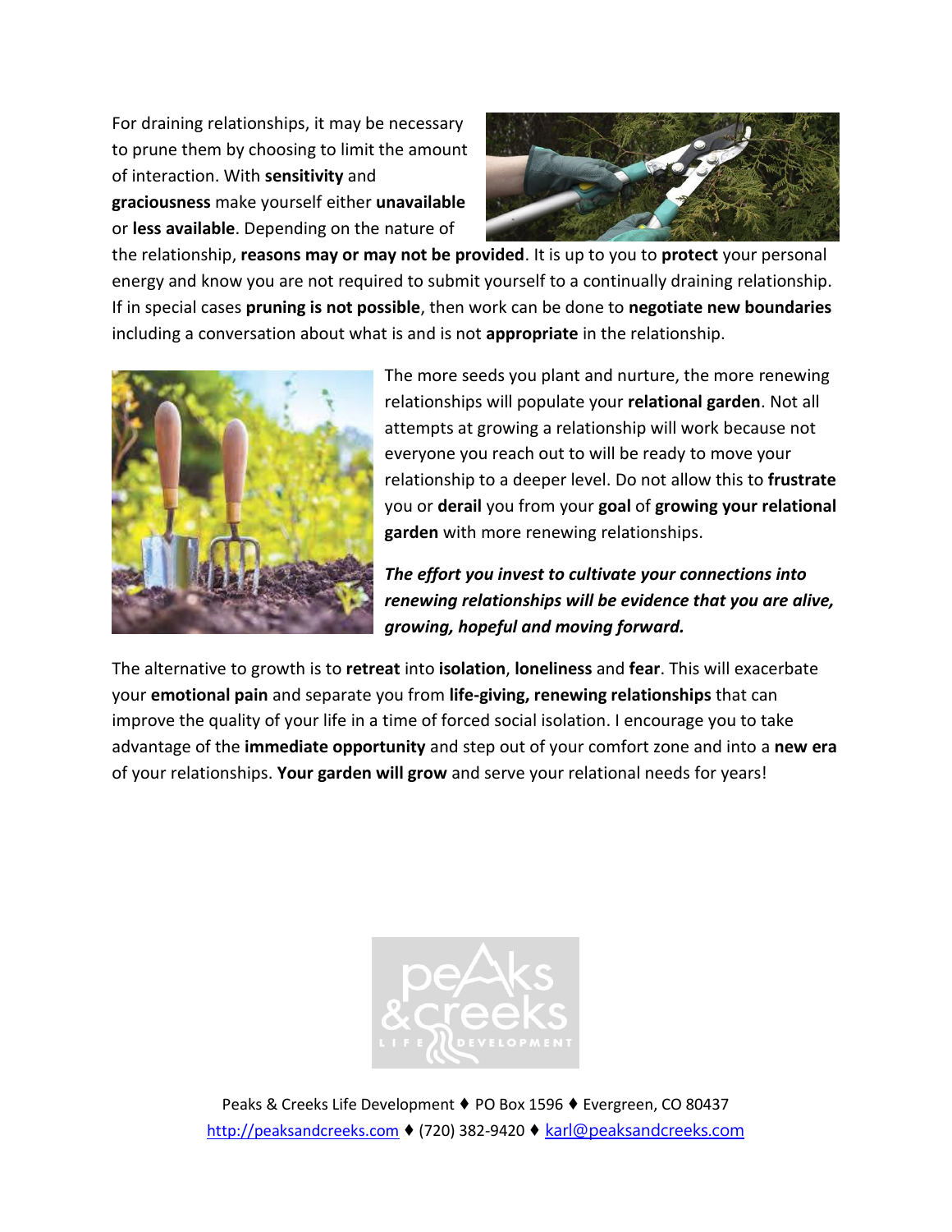For draining relationships, it may be necessary to prune them by choosing to limit the amount of interaction. With **sensitivity** and **graciousness** make yourself either **unavailable** or **less available**. Depending on the nature of the relationship, **reasons may or may not be provided**. It is up to you to **protect** your personal energy and know you are not required to submit yourself to a continually draining relationship. If in special cases **pruning is not possible**, then work can be done to **negotiate new boundaries** including a conversation about what is and is not **appropriate** in the relationship.

The more seeds you plant and nurture, the more renewing relationships will populate your **relational garden**. Not all attempts at growing a relationship will work because not everyone you reach out to will be ready to move your relationship to a deeper level. Do not allow this to **frustrate** you or **derail** you from your **goal** of **growing your relational garden** with more renewing relationships.

***The effort you invest to cultivate your connections into renewing relationships will be evidence that you are alive, growing, hopeful and moving forward.***

The alternative to growth is to **retreat** into **isolation**, **loneliness** and **fear**. This will exacerbate your **emotional pain** and separate you from **life-giving, renewing relationships** that can improve the quality of your life in a time of forced social isolation. I encourage you to take advantage of the **immediate opportunity** and step out of your comfort zone and into a **new era** of your relationships. **Your garden will grow** and serve your relational needs for years!

Peaks & Creeks Life Development ♦ PO Box 1596 ♦ Evergreen, CO 80437
http://peaksandcreeks.com ♦ (720) 382-9420 ♦ karl@peaksandcreeks.com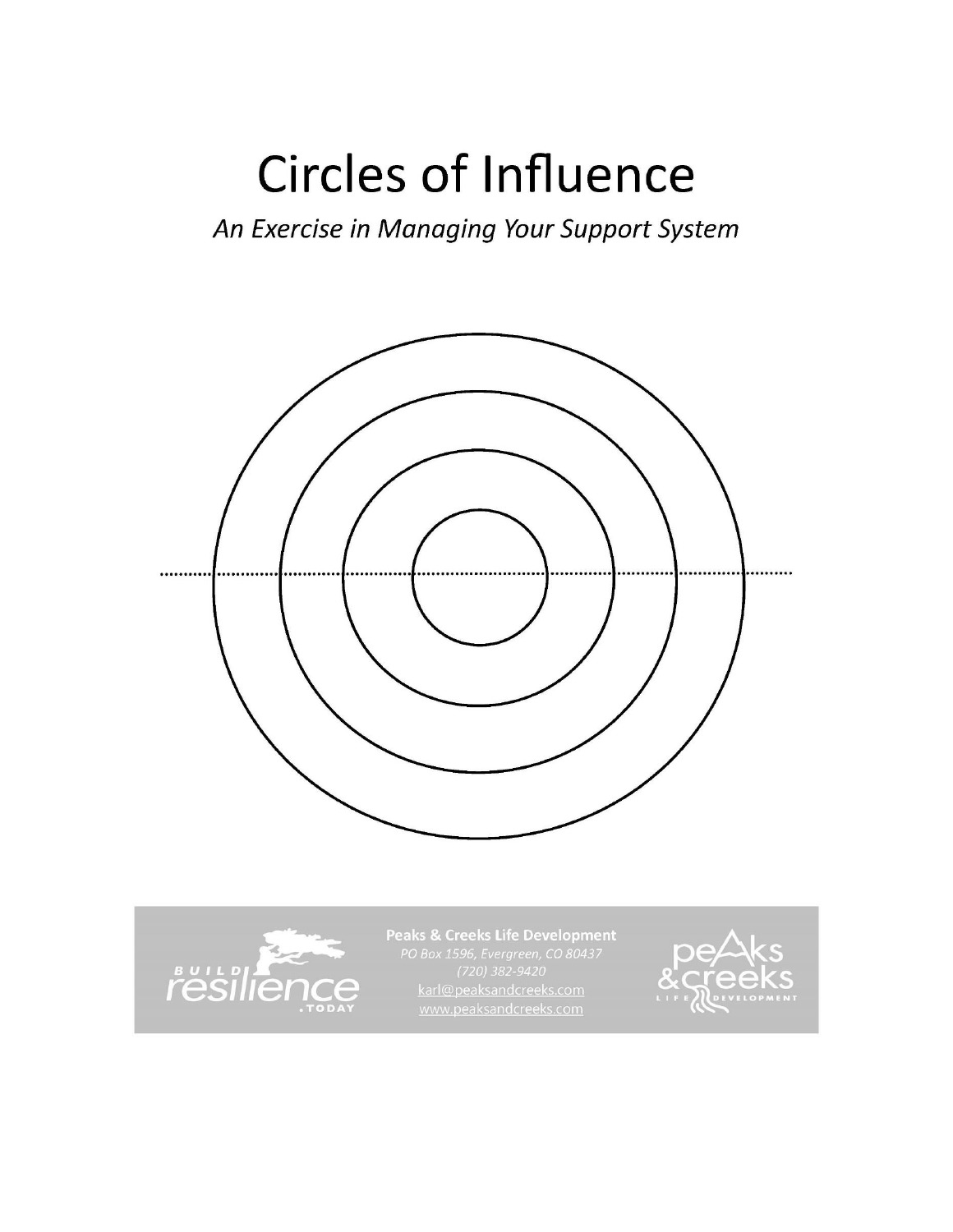# Circles of Influence

*An Exercise in Managing Your Support System*

**Peaks & Creeks Life Development**

*PO Box 1596, Evergreen, CO 80437*

*(720) 382-9420*

karl@peaksandcreeks.com

www.peaksandcreeks.com